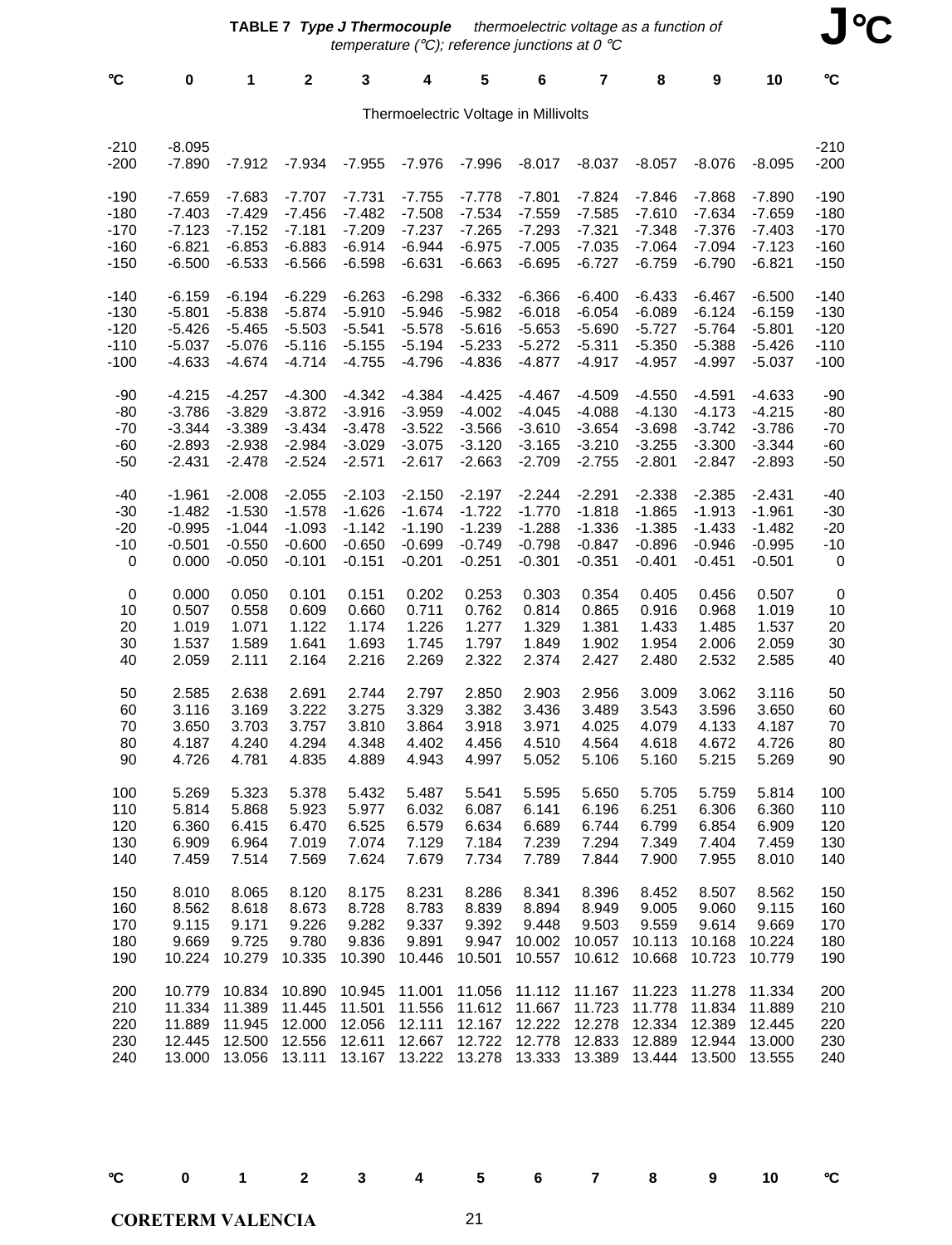**TABLE 7** ***Type J Thermocouple*** *thermoelectric voltage as a function of temperature (°C); reference junctions at 0 °C*

**J°C**

Thermoelectric Voltage in Millivolts

| °C | 0 | 1 | 2 | 3 | 4 | 5 | 6 | 7 | 8 | 9 | 10 | °C |
|---|---|---|---|---|---|---|---|---|---|---|---|---|
| -210 | -8.095 | | | | | | | | | | | -210 |
| -200 | -7.890 | -7.912 | -7.934 | -7.955 | -7.976 | -7.996 | -8.017 | -8.037 | -8.057 | -8.076 | -8.095 | -200 |
| -190 | -7.659 | -7.683 | -7.707 | -7.731 | -7.755 | -7.778 | -7.801 | -7.824 | -7.846 | -7.868 | -7.890 | -190 |
| -180 | -7.403 | -7.429 | -7.456 | -7.482 | -7.508 | -7.534 | -7.559 | -7.585 | -7.610 | -7.634 | -7.659 | -180 |
| -170 | -7.123 | -7.152 | -7.181 | -7.209 | -7.237 | -7.265 | -7.293 | -7.321 | -7.348 | -7.376 | -7.403 | -170 |
| -160 | -6.821 | -6.853 | -6.883 | -6.914 | -6.944 | -6.975 | -7.005 | -7.035 | -7.064 | -7.094 | -7.123 | -160 |
| -150 | -6.500 | -6.533 | -6.566 | -6.598 | -6.631 | -6.663 | -6.695 | -6.727 | -6.759 | -6.790 | -6.821 | -150 |
| -140 | -6.159 | -6.194 | -6.229 | -6.263 | -6.298 | -6.332 | -6.366 | -6.400 | -6.433 | -6.467 | -6.500 | -140 |
| -130 | -5.801 | -5.838 | -5.874 | -5.910 | -5.946 | -5.982 | -6.018 | -6.054 | -6.089 | -6.124 | -6.159 | -130 |
| -120 | -5.426 | -5.465 | -5.503 | -5.541 | -5.578 | -5.616 | -5.653 | -5.690 | -5.727 | -5.764 | -5.801 | -120 |
| -110 | -5.037 | -5.076 | -5.116 | -5.155 | -5.194 | -5.233 | -5.272 | -5.311 | -5.350 | -5.388 | -5.426 | -110 |
| -100 | -4.633 | -4.674 | -4.714 | -4.755 | -4.796 | -4.836 | -4.877 | -4.917 | -4.957 | -4.997 | -5.037 | -100 |
| -90 | -4.215 | -4.257 | -4.300 | -4.342 | -4.384 | -4.425 | -4.467 | -4.509 | -4.550 | -4.591 | -4.633 | -90 |
| -80 | -3.786 | -3.829 | -3.872 | -3.916 | -3.959 | -4.002 | -4.045 | -4.088 | -4.130 | -4.173 | -4.215 | -80 |
| -70 | -3.344 | -3.389 | -3.434 | -3.478 | -3.522 | -3.566 | -3.610 | -3.654 | -3.698 | -3.742 | -3.786 | -70 |
| -60 | -2.893 | -2.938 | -2.984 | -3.029 | -3.075 | -3.120 | -3.165 | -3.210 | -3.255 | -3.300 | -3.344 | -60 |
| -50 | -2.431 | -2.478 | -2.524 | -2.571 | -2.617 | -2.663 | -2.709 | -2.755 | -2.801 | -2.847 | -2.893 | -50 |
| -40 | -1.961 | -2.008 | -2.055 | -2.103 | -2.150 | -2.197 | -2.244 | -2.291 | -2.338 | -2.385 | -2.431 | -40 |
| -30 | -1.482 | -1.530 | -1.578 | -1.626 | -1.674 | -1.722 | -1.770 | -1.818 | -1.865 | -1.913 | -1.961 | -30 |
| -20 | -0.995 | -1.044 | -1.093 | -1.142 | -1.190 | -1.239 | -1.288 | -1.336 | -1.385 | -1.433 | -1.482 | -20 |
| -10 | -0.501 | -0.550 | -0.600 | -0.650 | -0.699 | -0.749 | -0.798 | -0.847 | -0.896 | -0.946 | -0.995 | -10 |
| 0 | 0.000 | -0.050 | -0.101 | -0.151 | -0.201 | -0.251 | -0.301 | -0.351 | -0.401 | -0.451 | -0.501 | 0 |
| 0 | 0.000 | 0.050 | 0.101 | 0.151 | 0.202 | 0.253 | 0.303 | 0.354 | 0.405 | 0.456 | 0.507 | 0 |
| 10 | 0.507 | 0.558 | 0.609 | 0.660 | 0.711 | 0.762 | 0.814 | 0.865 | 0.916 | 0.968 | 1.019 | 10 |
| 20 | 1.019 | 1.071 | 1.122 | 1.174 | 1.226 | 1.277 | 1.329 | 1.381 | 1.433 | 1.485 | 1.537 | 20 |
| 30 | 1.537 | 1.589 | 1.641 | 1.693 | 1.745 | 1.797 | 1.849 | 1.902 | 1.954 | 2.006 | 2.059 | 30 |
| 40 | 2.059 | 2.111 | 2.164 | 2.216 | 2.269 | 2.322 | 2.374 | 2.427 | 2.480 | 2.532 | 2.585 | 40 |
| 50 | 2.585 | 2.638 | 2.691 | 2.744 | 2.797 | 2.850 | 2.903 | 2.956 | 3.009 | 3.062 | 3.116 | 50 |
| 60 | 3.116 | 3.169 | 3.222 | 3.275 | 3.329 | 3.382 | 3.436 | 3.489 | 3.543 | 3.596 | 3.650 | 60 |
| 70 | 3.650 | 3.703 | 3.757 | 3.810 | 3.864 | 3.918 | 3.971 | 4.025 | 4.079 | 4.133 | 4.187 | 70 |
| 80 | 4.187 | 4.240 | 4.294 | 4.348 | 4.402 | 4.456 | 4.510 | 4.564 | 4.618 | 4.672 | 4.726 | 80 |
| 90 | 4.726 | 4.781 | 4.835 | 4.889 | 4.943 | 4.997 | 5.052 | 5.106 | 5.160 | 5.215 | 5.269 | 90 |
| 100 | 5.269 | 5.323 | 5.378 | 5.432 | 5.487 | 5.541 | 5.595 | 5.650 | 5.705 | 5.759 | 5.814 | 100 |
| 110 | 5.814 | 5.868 | 5.923 | 5.977 | 6.032 | 6.087 | 6.141 | 6.196 | 6.251 | 6.306 | 6.360 | 110 |
| 120 | 6.360 | 6.415 | 6.470 | 6.525 | 6.579 | 6.634 | 6.689 | 6.744 | 6.799 | 6.854 | 6.909 | 120 |
| 130 | 6.909 | 6.964 | 7.019 | 7.074 | 7.129 | 7.184 | 7.239 | 7.294 | 7.349 | 7.404 | 7.459 | 130 |
| 140 | 7.459 | 7.514 | 7.569 | 7.624 | 7.679 | 7.734 | 7.789 | 7.844 | 7.900 | 7.955 | 8.010 | 140 |
| 150 | 8.010 | 8.065 | 8.120 | 8.175 | 8.231 | 8.286 | 8.341 | 8.396 | 8.452 | 8.507 | 8.562 | 150 |
| 160 | 8.562 | 8.618 | 8.673 | 8.728 | 8.783 | 8.839 | 8.894 | 8.949 | 9.005 | 9.060 | 9.115 | 160 |
| 170 | 9.115 | 9.171 | 9.226 | 9.282 | 9.337 | 9.392 | 9.448 | 9.503 | 9.559 | 9.614 | 9.669 | 170 |
| 180 | 9.669 | 9.725 | 9.780 | 9.836 | 9.891 | 9.947 | 10.002 | 10.057 | 10.113 | 10.168 | 10.224 | 180 |
| 190 | 10.224 | 10.279 | 10.335 | 10.390 | 10.446 | 10.501 | 10.557 | 10.612 | 10.668 | 10.723 | 10.779 | 190 |
| 200 | 10.779 | 10.834 | 10.890 | 10.945 | 11.001 | 11.056 | 11.112 | 11.167 | 11.223 | 11.278 | 11.334 | 200 |
| 210 | 11.334 | 11.389 | 11.445 | 11.501 | 11.556 | 11.612 | 11.667 | 11.723 | 11.778 | 11.834 | 11.889 | 210 |
| 220 | 11.889 | 11.945 | 12.000 | 12.056 | 12.111 | 12.167 | 12.222 | 12.278 | 12.334 | 12.389 | 12.445 | 220 |
| 230 | 12.445 | 12.500 | 12.556 | 12.611 | 12.667 | 12.722 | 12.778 | 12.833 | 12.889 | 12.944 | 13.000 | 230 |
| 240 | 13.000 | 13.056 | 13.111 | 13.167 | 13.222 | 13.278 | 13.333 | 13.389 | 13.444 | 13.500 | 13.555 | 240 |
| °C | 0 | 1 | 2 | 3 | 4 | 5 | 6 | 7 | 8 | 9 | 10 | °C |

**CORETERM VALENCIA**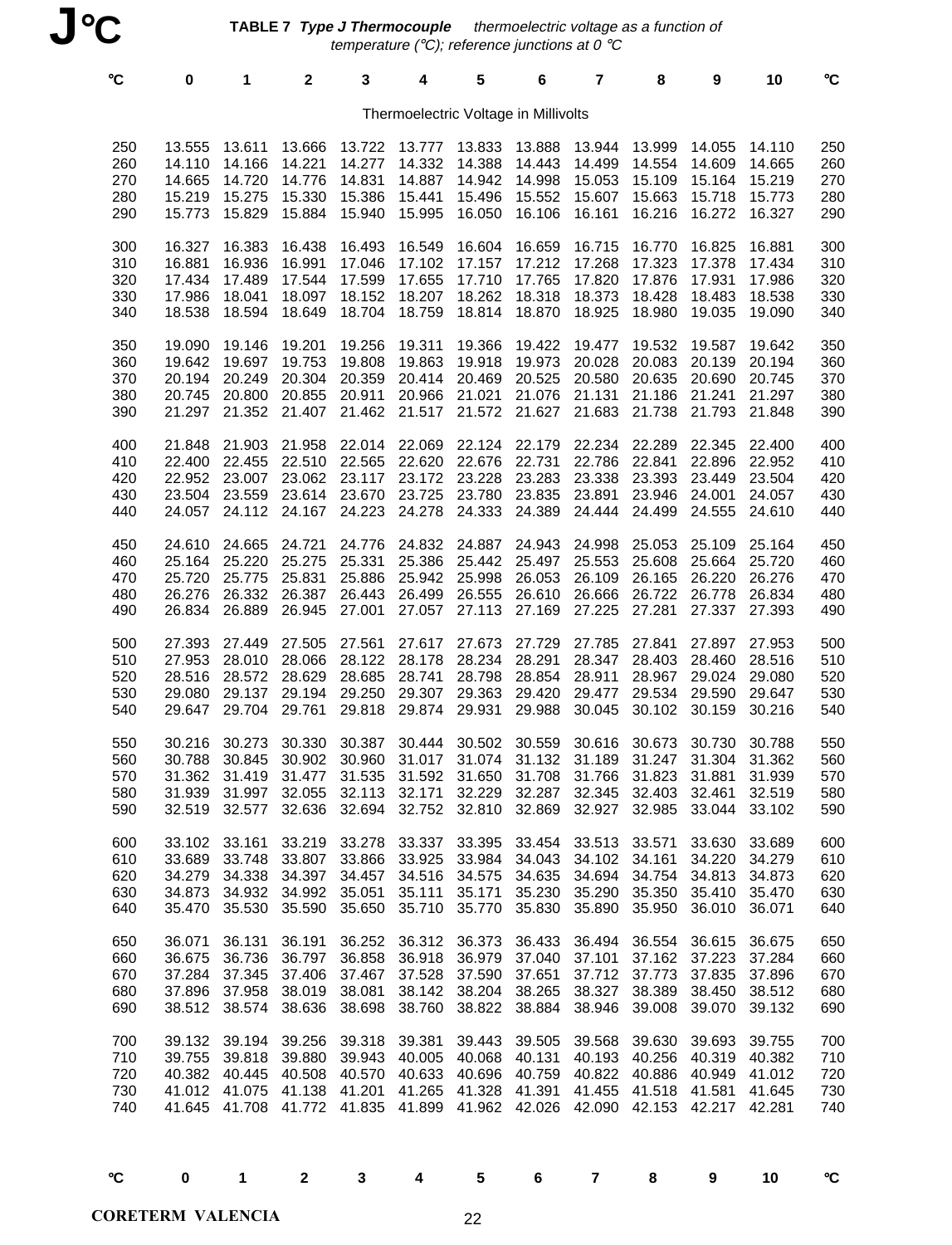**J°C**

**TABLE 7** ***Type J Thermocouple*** *thermoelectric voltage as a function of temperature (°C); reference junctions at 0 °C*

Thermoelectric Voltage in Millivolts

| °C | 0 | 1 | 2 | 3 | 4 | 5 | 6 | 7 | 8 | 9 | 10 | °C |
|---|---|---|---|---|---|---|---|---|---|---|---|---|
| 250 | 13.555 | 13.611 | 13.666 | 13.722 | 13.777 | 13.833 | 13.888 | 13.944 | 13.999 | 14.055 | 14.110 | 250 |
| 260 | 14.110 | 14.166 | 14.221 | 14.277 | 14.332 | 14.388 | 14.443 | 14.499 | 14.554 | 14.609 | 14.665 | 260 |
| 270 | 14.665 | 14.720 | 14.776 | 14.831 | 14.887 | 14.942 | 14.998 | 15.053 | 15.109 | 15.164 | 15.219 | 270 |
| 280 | 15.219 | 15.275 | 15.330 | 15.386 | 15.441 | 15.496 | 15.552 | 15.607 | 15.663 | 15.718 | 15.773 | 280 |
| 290 | 15.773 | 15.829 | 15.884 | 15.940 | 15.995 | 16.050 | 16.106 | 16.161 | 16.216 | 16.272 | 16.327 | 290 |
| 300 | 16.327 | 16.383 | 16.438 | 16.493 | 16.549 | 16.604 | 16.659 | 16.715 | 16.770 | 16.825 | 16.881 | 300 |
| 310 | 16.881 | 16.936 | 16.991 | 17.046 | 17.102 | 17.157 | 17.212 | 17.268 | 17.323 | 17.378 | 17.434 | 310 |
| 320 | 17.434 | 17.489 | 17.544 | 17.599 | 17.655 | 17.710 | 17.765 | 17.820 | 17.876 | 17.931 | 17.986 | 320 |
| 330 | 17.986 | 18.041 | 18.097 | 18.152 | 18.207 | 18.262 | 18.318 | 18.373 | 18.428 | 18.483 | 18.538 | 330 |
| 340 | 18.538 | 18.594 | 18.649 | 18.704 | 18.759 | 18.814 | 18.870 | 18.925 | 18.980 | 19.035 | 19.090 | 340 |
| 350 | 19.090 | 19.146 | 19.201 | 19.256 | 19.311 | 19.366 | 19.422 | 19.477 | 19.532 | 19.587 | 19.642 | 350 |
| 360 | 19.642 | 19.697 | 19.753 | 19.808 | 19.863 | 19.918 | 19.973 | 20.028 | 20.083 | 20.139 | 20.194 | 360 |
| 370 | 20.194 | 20.249 | 20.304 | 20.359 | 20.414 | 20.469 | 20.525 | 20.580 | 20.635 | 20.690 | 20.745 | 370 |
| 380 | 20.745 | 20.800 | 20.855 | 20.911 | 20.966 | 21.021 | 21.076 | 21.131 | 21.186 | 21.241 | 21.297 | 380 |
| 390 | 21.297 | 21.352 | 21.407 | 21.462 | 21.517 | 21.572 | 21.627 | 21.683 | 21.738 | 21.793 | 21.848 | 390 |
| 400 | 21.848 | 21.903 | 21.958 | 22.014 | 22.069 | 22.124 | 22.179 | 22.234 | 22.289 | 22.345 | 22.400 | 400 |
| 410 | 22.400 | 22.455 | 22.510 | 22.565 | 22.620 | 22.676 | 22.731 | 22.786 | 22.841 | 22.896 | 22.952 | 410 |
| 420 | 22.952 | 23.007 | 23.062 | 23.117 | 23.172 | 23.228 | 23.283 | 23.338 | 23.393 | 23.449 | 23.504 | 420 |
| 430 | 23.504 | 23.559 | 23.614 | 23.670 | 23.725 | 23.780 | 23.835 | 23.891 | 23.946 | 24.001 | 24.057 | 430 |
| 440 | 24.057 | 24.112 | 24.167 | 24.223 | 24.278 | 24.333 | 24.389 | 24.444 | 24.499 | 24.555 | 24.610 | 440 |
| 450 | 24.610 | 24.665 | 24.721 | 24.776 | 24.832 | 24.887 | 24.943 | 24.998 | 25.053 | 25.109 | 25.164 | 450 |
| 460 | 25.164 | 25.220 | 25.275 | 25.331 | 25.386 | 25.442 | 25.497 | 25.553 | 25.608 | 25.664 | 25.720 | 460 |
| 470 | 25.720 | 25.775 | 25.831 | 25.886 | 25.942 | 25.998 | 26.053 | 26.109 | 26.165 | 26.220 | 26.276 | 470 |
| 480 | 26.276 | 26.332 | 26.387 | 26.443 | 26.499 | 26.555 | 26.610 | 26.666 | 26.722 | 26.778 | 26.834 | 480 |
| 490 | 26.834 | 26.889 | 26.945 | 27.001 | 27.057 | 27.113 | 27.169 | 27.225 | 27.281 | 27.337 | 27.393 | 490 |
| 500 | 27.393 | 27.449 | 27.505 | 27.561 | 27.617 | 27.673 | 27.729 | 27.785 | 27.841 | 27.897 | 27.953 | 500 |
| 510 | 27.953 | 28.010 | 28.066 | 28.122 | 28.178 | 28.234 | 28.291 | 28.347 | 28.403 | 28.460 | 28.516 | 510 |
| 520 | 28.516 | 28.572 | 28.629 | 28.685 | 28.741 | 28.798 | 28.854 | 28.911 | 28.967 | 29.024 | 29.080 | 520 |
| 530 | 29.080 | 29.137 | 29.194 | 29.250 | 29.307 | 29.363 | 29.420 | 29.477 | 29.534 | 29.590 | 29.647 | 530 |
| 540 | 29.647 | 29.704 | 29.761 | 29.818 | 29.874 | 29.931 | 29.988 | 30.045 | 30.102 | 30.159 | 30.216 | 540 |
| 550 | 30.216 | 30.273 | 30.330 | 30.387 | 30.444 | 30.502 | 30.559 | 30.616 | 30.673 | 30.730 | 30.788 | 550 |
| 560 | 30.788 | 30.845 | 30.902 | 30.960 | 31.017 | 31.074 | 31.132 | 31.189 | 31.247 | 31.304 | 31.362 | 560 |
| 570 | 31.362 | 31.419 | 31.477 | 31.535 | 31.592 | 31.650 | 31.708 | 31.766 | 31.823 | 31.881 | 31.939 | 570 |
| 580 | 31.939 | 31.997 | 32.055 | 32.113 | 32.171 | 32.229 | 32.287 | 32.345 | 32.403 | 32.461 | 32.519 | 580 |
| 590 | 32.519 | 32.577 | 32.636 | 32.694 | 32.752 | 32.810 | 32.869 | 32.927 | 32.985 | 33.044 | 33.102 | 590 |
| 600 | 33.102 | 33.161 | 33.219 | 33.278 | 33.337 | 33.395 | 33.454 | 33.513 | 33.571 | 33.630 | 33.689 | 600 |
| 610 | 33.689 | 33.748 | 33.807 | 33.866 | 33.925 | 33.984 | 34.043 | 34.102 | 34.161 | 34.220 | 34.279 | 610 |
| 620 | 34.279 | 34.338 | 34.397 | 34.457 | 34.516 | 34.575 | 34.635 | 34.694 | 34.754 | 34.813 | 34.873 | 620 |
| 630 | 34.873 | 34.932 | 34.992 | 35.051 | 35.111 | 35.171 | 35.230 | 35.290 | 35.350 | 35.410 | 35.470 | 630 |
| 640 | 35.470 | 35.530 | 35.590 | 35.650 | 35.710 | 35.770 | 35.830 | 35.890 | 35.950 | 36.010 | 36.071 | 640 |
| 650 | 36.071 | 36.131 | 36.191 | 36.252 | 36.312 | 36.373 | 36.433 | 36.494 | 36.554 | 36.615 | 36.675 | 650 |
| 660 | 36.675 | 36.736 | 36.797 | 36.858 | 36.918 | 36.979 | 37.040 | 37.101 | 37.162 | 37.223 | 37.284 | 660 |
| 670 | 37.284 | 37.345 | 37.406 | 37.467 | 37.528 | 37.590 | 37.651 | 37.712 | 37.773 | 37.835 | 37.896 | 670 |
| 680 | 37.896 | 37.958 | 38.019 | 38.081 | 38.142 | 38.204 | 38.265 | 38.327 | 38.389 | 38.450 | 38.512 | 680 |
| 690 | 38.512 | 38.574 | 38.636 | 38.698 | 38.760 | 38.822 | 38.884 | 38.946 | 39.008 | 39.070 | 39.132 | 690 |
| 700 | 39.132 | 39.194 | 39.256 | 39.318 | 39.381 | 39.443 | 39.505 | 39.568 | 39.630 | 39.693 | 39.755 | 700 |
| 710 | 39.755 | 39.818 | 39.880 | 39.943 | 40.005 | 40.068 | 40.131 | 40.193 | 40.256 | 40.319 | 40.382 | 710 |
| 720 | 40.382 | 40.445 | 40.508 | 40.570 | 40.633 | 40.696 | 40.759 | 40.822 | 40.886 | 40.949 | 41.012 | 720 |
| 730 | 41.012 | 41.075 | 41.138 | 41.201 | 41.265 | 41.328 | 41.391 | 41.455 | 41.518 | 41.581 | 41.645 | 730 |
| 740 | 41.645 | 41.708 | 41.772 | 41.835 | 41.899 | 41.962 | 42.026 | 42.090 | 42.153 | 42.217 | 42.281 | 740 |
| °C | 0 | 1 | 2 | 3 | 4 | 5 | 6 | 7 | 8 | 9 | 10 | °C |

**CORETERM VALENCIA**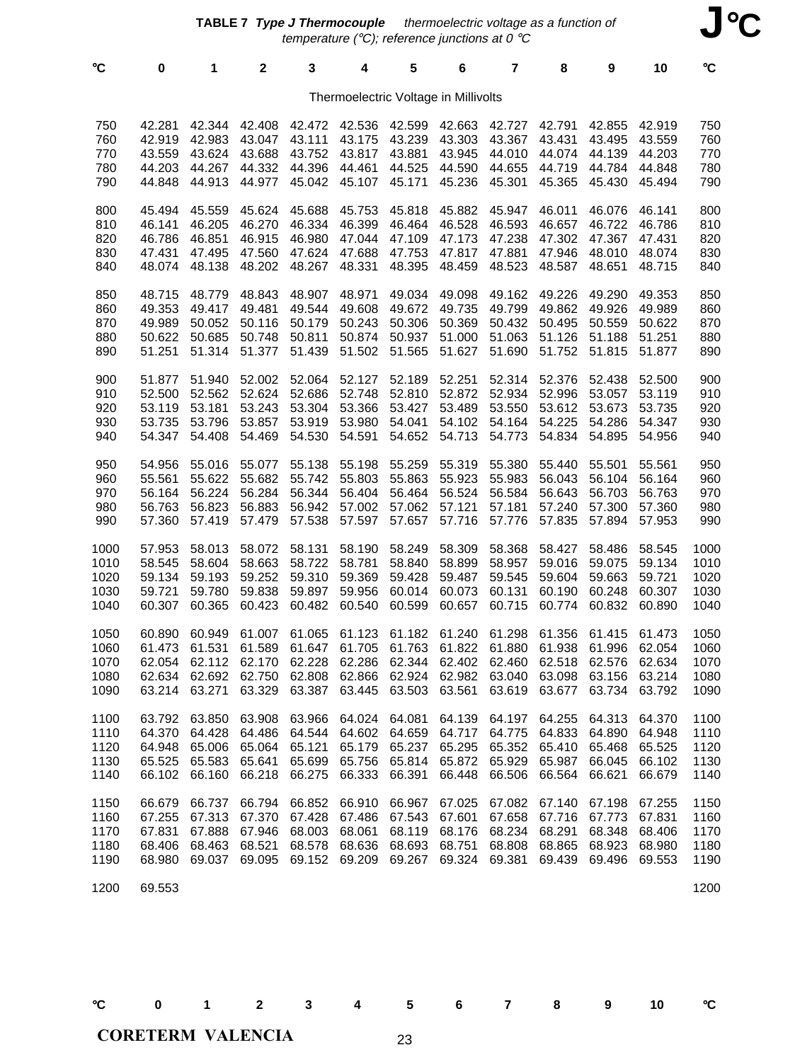**TABLE 7** ***Type J Thermocouple*** *thermoelectric voltage as a function of temperature (℃); reference junctions at 0 ℃*

**J℃**

| ℃ | 0 | 1 | 2 | 3 | 4 | 5 | 6 | 7 | 8 | 9 | 10 | ℃ |
|---|---|---|---|---|---|---|---|---|---|---|---|---|
| | | | | | | Thermoelectric Voltage in Millivolts | | | | | | |
| 750 | 42.281 | 42.344 | 42.408 | 42.472 | 42.536 | 42.599 | 42.663 | 42.727 | 42.791 | 42.855 | 42.919 | 750 |
| 760 | 42.919 | 42.983 | 43.047 | 43.111 | 43.175 | 43.239 | 43.303 | 43.367 | 43.431 | 43.495 | 43.559 | 760 |
| 770 | 43.559 | 43.624 | 43.688 | 43.752 | 43.817 | 43.881 | 43.945 | 44.010 | 44.074 | 44.139 | 44.203 | 770 |
| 780 | 44.203 | 44.267 | 44.332 | 44.396 | 44.461 | 44.525 | 44.590 | 44.655 | 44.719 | 44.784 | 44.848 | 780 |
| 790 | 44.848 | 44.913 | 44.977 | 45.042 | 45.107 | 45.171 | 45.236 | 45.301 | 45.365 | 45.430 | 45.494 | 790 |
| 800 | 45.494 | 45.559 | 45.624 | 45.688 | 45.753 | 45.818 | 45.882 | 45.947 | 46.011 | 46.076 | 46.141 | 800 |
| 810 | 46.141 | 46.205 | 46.270 | 46.334 | 46.399 | 46.464 | 46.528 | 46.593 | 46.657 | 46.722 | 46.786 | 810 |
| 820 | 46.786 | 46.851 | 46.915 | 46.980 | 47.044 | 47.109 | 47.173 | 47.238 | 47.302 | 47.367 | 47.431 | 820 |
| 830 | 47.431 | 47.495 | 47.560 | 47.624 | 47.688 | 47.753 | 47.817 | 47.881 | 47.946 | 48.010 | 48.074 | 830 |
| 840 | 48.074 | 48.138 | 48.202 | 48.267 | 48.331 | 48.395 | 48.459 | 48.523 | 48.587 | 48.651 | 48.715 | 840 |
| 850 | 48.715 | 48.779 | 48.843 | 48.907 | 48.971 | 49.034 | 49.098 | 49.162 | 49.226 | 49.290 | 49.353 | 850 |
| 860 | 49.353 | 49.417 | 49.481 | 49.544 | 49.608 | 49.672 | 49.735 | 49.799 | 49.862 | 49.926 | 49.989 | 860 |
| 870 | 49.989 | 50.052 | 50.116 | 50.179 | 50.243 | 50.306 | 50.369 | 50.432 | 50.495 | 50.559 | 50.622 | 870 |
| 880 | 50.622 | 50.685 | 50.748 | 50.811 | 50.874 | 50.937 | 51.000 | 51.063 | 51.126 | 51.188 | 51.251 | 880 |
| 890 | 51.251 | 51.314 | 51.377 | 51.439 | 51.502 | 51.565 | 51.627 | 51.690 | 51.752 | 51.815 | 51.877 | 890 |
| 900 | 51.877 | 51.940 | 52.002 | 52.064 | 52.127 | 52.189 | 52.251 | 52.314 | 52.376 | 52.438 | 52.500 | 900 |
| 910 | 52.500 | 52.562 | 52.624 | 52.686 | 52.748 | 52.810 | 52.872 | 52.934 | 52.996 | 53.057 | 53.119 | 910 |
| 920 | 53.119 | 53.181 | 53.243 | 53.304 | 53.366 | 53.427 | 53.489 | 53.550 | 53.612 | 53.673 | 53.735 | 920 |
| 930 | 53.735 | 53.796 | 53.857 | 53.919 | 53.980 | 54.041 | 54.102 | 54.164 | 54.225 | 54.286 | 54.347 | 930 |
| 940 | 54.347 | 54.408 | 54.469 | 54.530 | 54.591 | 54.652 | 54.713 | 54.773 | 54.834 | 54.895 | 54.956 | 940 |
| 950 | 54.956 | 55.016 | 55.077 | 55.138 | 55.198 | 55.259 | 55.319 | 55.380 | 55.440 | 55.501 | 55.561 | 950 |
| 960 | 55.561 | 55.622 | 55.682 | 55.742 | 55.803 | 55.863 | 55.923 | 55.983 | 56.043 | 56.104 | 56.164 | 960 |
| 970 | 56.164 | 56.224 | 56.284 | 56.344 | 56.404 | 56.464 | 56.524 | 56.584 | 56.643 | 56.703 | 56.763 | 970 |
| 980 | 56.763 | 56.823 | 56.883 | 56.942 | 57.002 | 57.062 | 57.121 | 57.181 | 57.240 | 57.300 | 57.360 | 980 |
| 990 | 57.360 | 57.419 | 57.479 | 57.538 | 57.597 | 57.657 | 57.716 | 57.776 | 57.835 | 57.894 | 57.953 | 990 |
| 1000 | 57.953 | 58.013 | 58.072 | 58.131 | 58.190 | 58.249 | 58.309 | 58.368 | 58.427 | 58.486 | 58.545 | 1000 |
| 1010 | 58.545 | 58.604 | 58.663 | 58.722 | 58.781 | 58.840 | 58.899 | 58.957 | 59.016 | 59.075 | 59.134 | 1010 |
| 1020 | 59.134 | 59.193 | 59.252 | 59.310 | 59.369 | 59.428 | 59.487 | 59.545 | 59.604 | 59.663 | 59.721 | 1020 |
| 1030 | 59.721 | 59.780 | 59.838 | 59.897 | 59.956 | 60.014 | 60.073 | 60.131 | 60.190 | 60.248 | 60.307 | 1030 |
| 1040 | 60.307 | 60.365 | 60.423 | 60.482 | 60.540 | 60.599 | 60.657 | 60.715 | 60.774 | 60.832 | 60.890 | 1040 |
| 1050 | 60.890 | 60.949 | 61.007 | 61.065 | 61.123 | 61.182 | 61.240 | 61.298 | 61.356 | 61.415 | 61.473 | 1050 |
| 1060 | 61.473 | 61.531 | 61.589 | 61.647 | 61.705 | 61.763 | 61.822 | 61.880 | 61.938 | 61.996 | 62.054 | 1060 |
| 1070 | 62.054 | 62.112 | 62.170 | 62.228 | 62.286 | 62.344 | 62.402 | 62.460 | 62.518 | 62.576 | 62.634 | 1070 |
| 1080 | 62.634 | 62.692 | 62.750 | 62.808 | 62.866 | 62.924 | 62.982 | 63.040 | 63.098 | 63.156 | 63.214 | 1080 |
| 1090 | 63.214 | 63.271 | 63.329 | 63.387 | 63.445 | 63.503 | 63.561 | 63.619 | 63.677 | 63.734 | 63.792 | 1090 |
| 1100 | 63.792 | 63.850 | 63.908 | 63.966 | 64.024 | 64.081 | 64.139 | 64.197 | 64.255 | 64.313 | 64.370 | 1100 |
| 1110 | 64.370 | 64.428 | 64.486 | 64.544 | 64.602 | 64.659 | 64.717 | 64.775 | 64.833 | 64.890 | 64.948 | 1110 |
| 1120 | 64.948 | 65.006 | 65.064 | 65.121 | 65.179 | 65.237 | 65.295 | 65.352 | 65.410 | 65.468 | 65.525 | 1120 |
| 1130 | 65.525 | 65.583 | 65.641 | 65.699 | 65.756 | 65.814 | 65.872 | 65.929 | 65.987 | 66.045 | 66.102 | 1130 |
| 1140 | 66.102 | 66.160 | 66.218 | 66.275 | 66.333 | 66.391 | 66.448 | 66.506 | 66.564 | 66.621 | 66.679 | 1140 |
| 1150 | 66.679 | 66.737 | 66.794 | 66.852 | 66.910 | 66.967 | 67.025 | 67.082 | 67.140 | 67.198 | 67.255 | 1150 |
| 1160 | 67.255 | 67.313 | 67.370 | 67.428 | 67.486 | 67.543 | 67.601 | 67.658 | 67.716 | 67.773 | 67.831 | 1160 |
| 1170 | 67.831 | 67.888 | 67.946 | 68.003 | 68.061 | 68.119 | 68.176 | 68.234 | 68.291 | 68.348 | 68.406 | 1170 |
| 1180 | 68.406 | 68.463 | 68.521 | 68.578 | 68.636 | 68.693 | 68.751 | 68.808 | 68.865 | 68.923 | 68.980 | 1180 |
| 1190 | 68.980 | 69.037 | 69.095 | 69.152 | 69.209 | 69.267 | 69.324 | 69.381 | 69.439 | 69.496 | 69.553 | 1190 |
| 1200 | 69.553 | | | | | | | | | | | 1200 |
| ℃ | 0 | 1 | 2 | 3 | 4 | 5 | 6 | 7 | 8 | 9 | 10 | ℃ |

**CORETERM VALENCIA**